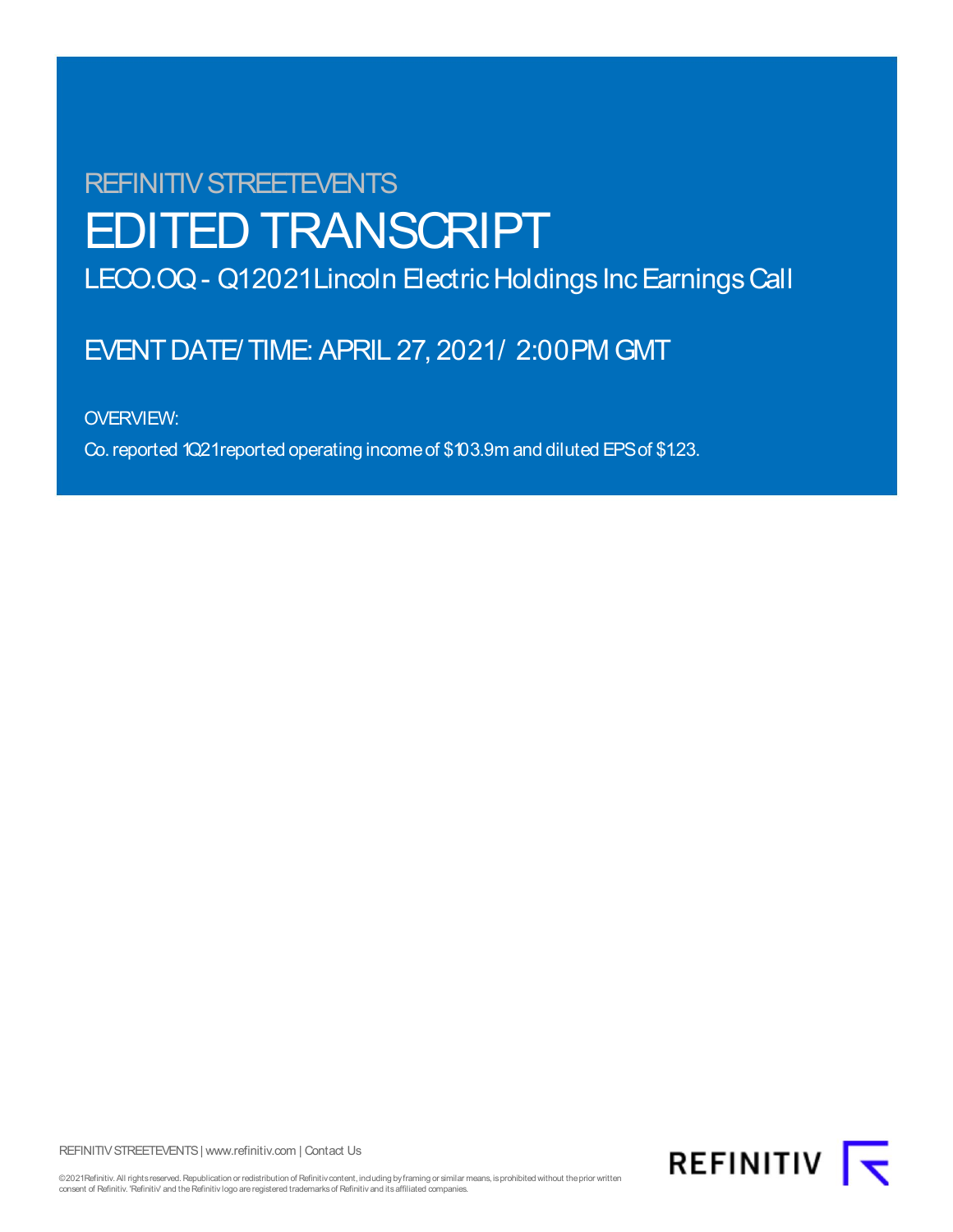REFINITIV STREETEVENTS

# EDITED TRANSCRIPT

## LECO.OQ - Q1 2021 Lincoln Electric Holdings Inc Earnings Call

EVENT DATE/TIME: APRIL 27, 2021 / 2:00PM GMT

OVERVIEW:

Co. reported 1Q21 reported operating income of $103.9m and diluted EPS of $1.23.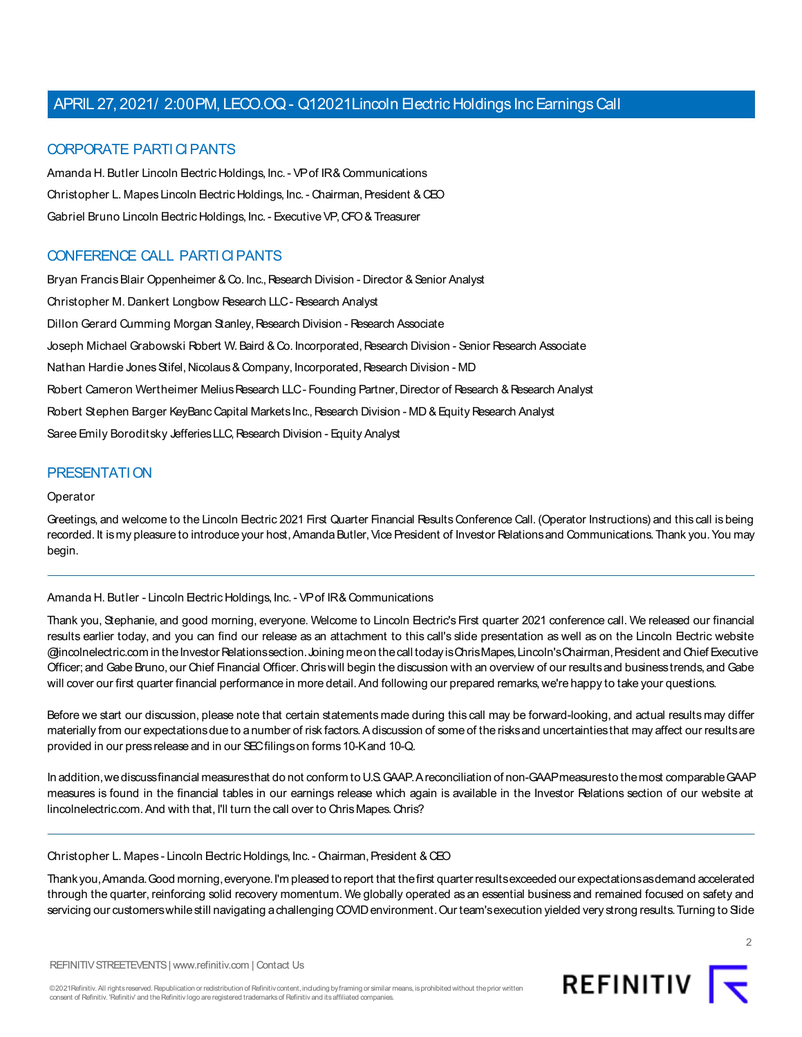# APRIL 27, 2021 / 2:00PM, LECO.OQ - Q1 2021 Lincoln Electric Holdings Inc Earnings Call

## CORPORATE PARTICIPANTS

Amanda H. Butler Lincoln Electric Holdings, Inc. - VP of IR & Communications

Christopher L. Mapes Lincoln Electric Holdings, Inc. - Chairman, President & CEO

Gabriel Bruno Lincoln Electric Holdings, Inc. - Executive VP, CFO & Treasurer

## CONFERENCE CALL PARTICIPANTS

Bryan Francis Blair Oppenheimer & Co. Inc., Research Division - Director & Senior Analyst

Christopher M. Dankert Longbow Research LLC - Research Analyst

Dillon Gerard Cumming Morgan Stanley, Research Division - Research Associate

Joseph Michael Grabowski Robert W. Baird & Co. Incorporated, Research Division - Senior Research Associate

Nathan Hardie Jones Stifel, Nicolaus & Company, Incorporated, Research Division - MD

Robert Cameron Wertheimer Melius Research LLC - Founding Partner, Director of Research & Research Analyst

Robert Stephen Barger KeyBanc Capital Markets Inc., Research Division - MD & Equity Research Analyst

Saree Emily Boroditsky Jefferies LLC, Research Division - Equity Analyst

## PRESENTATION

Operator

Greetings, and welcome to the Lincoln Electric 2021 First Quarter Financial Results Conference Call. (Operator Instructions) and this call is being recorded. It is my pleasure to introduce your host, Amanda Butler, Vice President of Investor Relations and Communications. Thank you. You may begin.

---

Amanda H. Butler - Lincoln Electric Holdings, Inc. - VP of IR & Communications

Thank you, Stephanie, and good morning, everyone. Welcome to Lincoln Electric's First quarter 2021 conference call. We released our financial results earlier today, and you can find our release as an attachment to this call's slide presentation as well as on the Lincoln Electric website @lincolnelectric.com in the Investor Relations section. Joining me on the call today is Chris Mapes, Lincoln's Chairman, President and Chief Executive Officer; and Gabe Bruno, our Chief Financial Officer. Chris will begin the discussion with an overview of our results and business trends, and Gabe will cover our first quarter financial performance in more detail. And following our prepared remarks, we're happy to take your questions.

Before we start our discussion, please note that certain statements made during this call may be forward-looking, and actual results may differ materially from our expectations due to a number of risk factors. A discussion of some of the risks and uncertainties that may affect our results are provided in our press release and in our SEC filings on forms 10-K and 10-Q.

In addition, we discuss financial measures that do not conform to U.S. GAAP. A reconciliation of non-GAAP measures to the most comparable GAAP measures is found in the financial tables in our earnings release which again is available in the Investor Relations section of our website at lincolnelectric.com. And with that, I'll turn the call over to Chris Mapes. Chris?

---

Christopher L. Mapes - Lincoln Electric Holdings, Inc. - Chairman, President & CEO

Thank you, Amanda. Good morning, everyone. I'm pleased to report that the first quarter results exceeded our expectations as demand accelerated through the quarter, reinforcing solid recovery momentum. We globally operated as an essential business and remained focused on safety and servicing our customers while still navigating a challenging COVID environment. Our team's execution yielded very strong results. Turning to Slide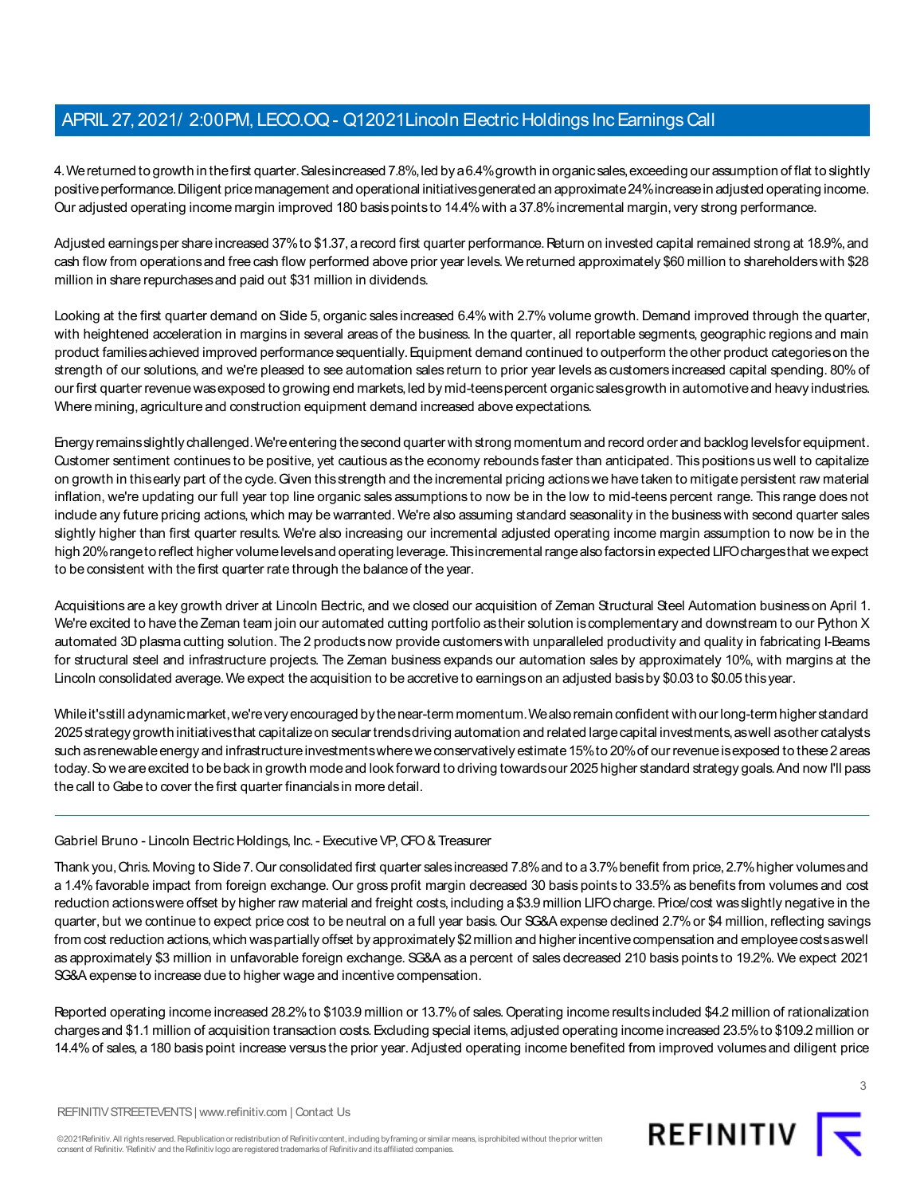4. We returned to growth in the first quarter. Sales increased 7.8%, led by a 6.4% growth in organic sales, exceeding our assumption of flat to slightly positive performance. Diligent price management and operational initiatives generated an approximate 24% increase in adjusted operating income. Our adjusted operating income margin improved 180 basis points to 14.4% with a 37.8% incremental margin, very strong performance.

Adjusted earnings per share increased 37% to $1.37, a record first quarter performance. Return on invested capital remained strong at 18.9%, and cash flow from operations and free cash flow performed above prior year levels. We returned approximately $60 million to shareholders with $28 million in share repurchases and paid out $31 million in dividends.

Looking at the first quarter demand on Slide 5, organic sales increased 6.4% with 2.7% volume growth. Demand improved through the quarter, with heightened acceleration in margins in several areas of the business. In the quarter, all reportable segments, geographic regions and main product families achieved improved performance sequentially. Equipment demand continued to outperform the other product categories on the strength of our solutions, and we're pleased to see automation sales return to prior year levels as customers increased capital spending. 80% of our first quarter revenue was exposed to growing end markets, led by mid-teens percent organic sales growth in automotive and heavy industries. Where mining, agriculture and construction equipment demand increased above expectations.

Energy remains slightly challenged. We're entering the second quarter with strong momentum and record order and backlog levels for equipment. Customer sentiment continues to be positive, yet cautious as the economy rebounds faster than anticipated. This positions us well to capitalize on growth in this early part of the cycle. Given this strength and the incremental pricing actions we have taken to mitigate persistent raw material inflation, we're updating our full year top line organic sales assumptions to now be in the low to mid-teens percent range. This range does not include any future pricing actions, which may be warranted. We're also assuming standard seasonality in the business with second quarter sales slightly higher than first quarter results. We're also increasing our incremental adjusted operating income margin assumption to now be in the high 20% range to reflect higher volume levels and operating leverage. This incremental range also factors in expected LIFO charges that we expect to be consistent with the first quarter rate through the balance of the year.

Acquisitions are a key growth driver at Lincoln Electric, and we closed our acquisition of Zeman Structural Steel Automation business on April 1. We're excited to have the Zeman team join our automated cutting portfolio as their solution is complementary and downstream to our Python X automated 3D plasma cutting solution. The 2 products now provide customers with unparalleled productivity and quality in fabricating I-Beams for structural steel and infrastructure projects. The Zeman business expands our automation sales by approximately 10%, with margins at the Lincoln consolidated average. We expect the acquisition to be accretive to earnings on an adjusted basis by $0.03 to $0.05 this year.

While it's still a dynamic market, we're very encouraged by the near-term momentum. We also remain confident with our long-term higher standard 2025 strategy growth initiatives that capitalize on secular trends driving automation and related large capital investments, as well as other catalysts such as renewable energy and infrastructure investments where we conservatively estimate 15% to 20% of our revenue is exposed to these 2 areas today. So we are excited to be back in growth mode and look forward to driving towards our 2025 higher standard strategy goals. And now I'll pass the call to Gabe to cover the first quarter financials in more detail.

---

Gabriel Bruno - Lincoln Electric Holdings, Inc. - Executive VP, CFO & Treasurer

Thank you, Chris. Moving to Slide 7. Our consolidated first quarter sales increased 7.8% and to a 3.7% benefit from price, 2.7% higher volumes and a 1.4% favorable impact from foreign exchange. Our gross profit margin decreased 30 basis points to 33.5% as benefits from volumes and cost reduction actions were offset by higher raw material and freight costs, including a $3.9 million LIFO charge. Price/cost was slightly negative in the quarter, but we continue to expect price cost to be neutral on a full year basis. Our SG&A expense declined 2.7% or $4 million, reflecting savings from cost reduction actions, which was partially offset by approximately $2 million and higher incentive compensation and employee costs as well as approximately $3 million in unfavorable foreign exchange. SG&A as a percent of sales decreased 210 basis points to 19.2%. We expect 2021 SG&A expense to increase due to higher wage and incentive compensation.

Reported operating income increased 28.2% to $103.9 million or 13.7% of sales. Operating income results included $4.2 million of rationalization charges and $1.1 million of acquisition transaction costs. Excluding special items, adjusted operating income increased 23.5% to $109.2 million or 14.4% of sales, a 180 basis point increase versus the prior year. Adjusted operating income benefited from improved volumes and diligent price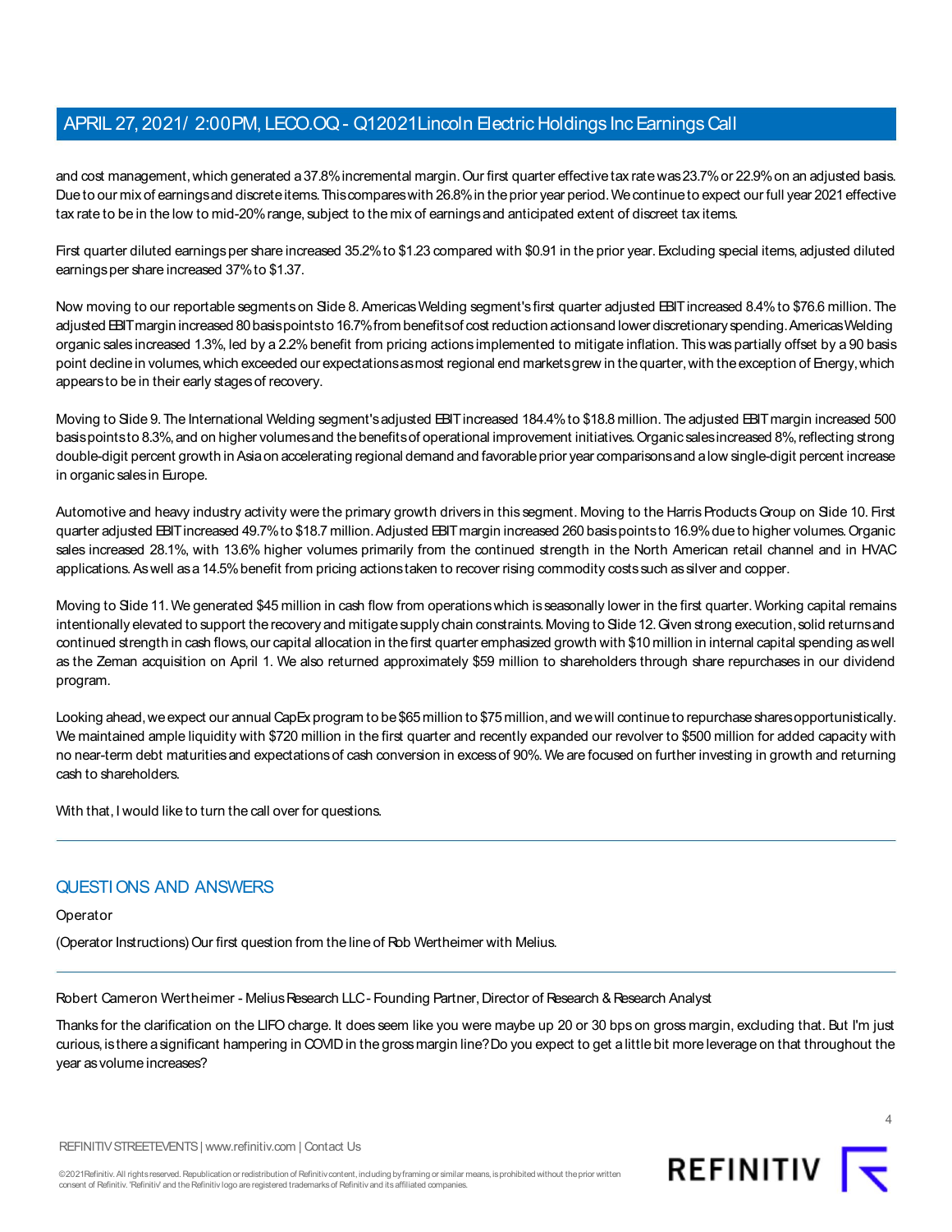and cost management, which generated a 37.8% incremental margin. Our first quarter effective tax rate was 23.7% or 22.9% on an adjusted basis. Due to our mix of earnings and discrete items. This compares with 26.8% in the prior year period. We continue to expect our full year 2021 effective tax rate to be in the low to mid-20% range, subject to the mix of earnings and anticipated extent of discreet tax items.

First quarter diluted earnings per share increased 35.2% to $1.23 compared with $0.91 in the prior year. Excluding special items, adjusted diluted earnings per share increased 37% to $1.37.

Now moving to our reportable segments on Slide 8. Americas Welding segment's first quarter adjusted EBIT increased 8.4% to $76.6 million. The adjusted EBIT margin increased 80 basis points to 16.7% from benefits of cost reduction actions and lower discretionary spending. Americas Welding organic sales increased 1.3%, led by a 2.2% benefit from pricing actions implemented to mitigate inflation. This was partially offset by a 90 basis point decline in volumes, which exceeded our expectations as most regional end markets grew in the quarter, with the exception of Energy, which appears to be in their early stages of recovery.

Moving to Slide 9. The International Welding segment's adjusted EBIT increased 184.4% to $18.8 million. The adjusted EBIT margin increased 500 basis points to 8.3%, and on higher volumes and the benefits of operational improvement initiatives. Organic sales increased 8%, reflecting strong double-digit percent growth in Asia on accelerating regional demand and favorable prior year comparisons and a low single-digit percent increase in organic sales in Europe.

Automotive and heavy industry activity were the primary growth drivers in this segment. Moving to the Harris Products Group on Slide 10. First quarter adjusted EBIT increased 49.7% to $18.7 million. Adjusted EBIT margin increased 260 basis points to 16.9% due to higher volumes. Organic sales increased 28.1%, with 13.6% higher volumes primarily from the continued strength in the North American retail channel and in HVAC applications. As well as a 14.5% benefit from pricing actions taken to recover rising commodity costs such as silver and copper.

Moving to Slide 11. We generated $45 million in cash flow from operations which is seasonally lower in the first quarter. Working capital remains intentionally elevated to support the recovery and mitigate supply chain constraints. Moving to Slide 12. Given strong execution, solid returns and continued strength in cash flows, our capital allocation in the first quarter emphasized growth with $10 million in internal capital spending as well as the Zeman acquisition on April 1. We also returned approximately $59 million to shareholders through share repurchases in our dividend program.

Looking ahead, we expect our annual CapEx program to be $65 million to $75 million, and we will continue to repurchase shares opportunistically. We maintained ample liquidity with $720 million in the first quarter and recently expanded our revolver to $500 million for added capacity with no near-term debt maturities and expectations of cash conversion in excess of 90%. We are focused on further investing in growth and returning cash to shareholders.

With that, I would like to turn the call over for questions.

## QUESTIONS AND ANSWERS

Operator

(Operator Instructions) Our first question from the line of Rob Wertheimer with Melius.

Robert Cameron Wertheimer - Melius Research LLC - Founding Partner, Director of Research & Research Analyst

Thanks for the clarification on the LIFO charge. It does seem like you were maybe up 20 or 30 bps on gross margin, excluding that. But I'm just curious, is there a significant hampering in COVID in the gross margin line? Do you expect to get a little bit more leverage on that throughout the year as volume increases?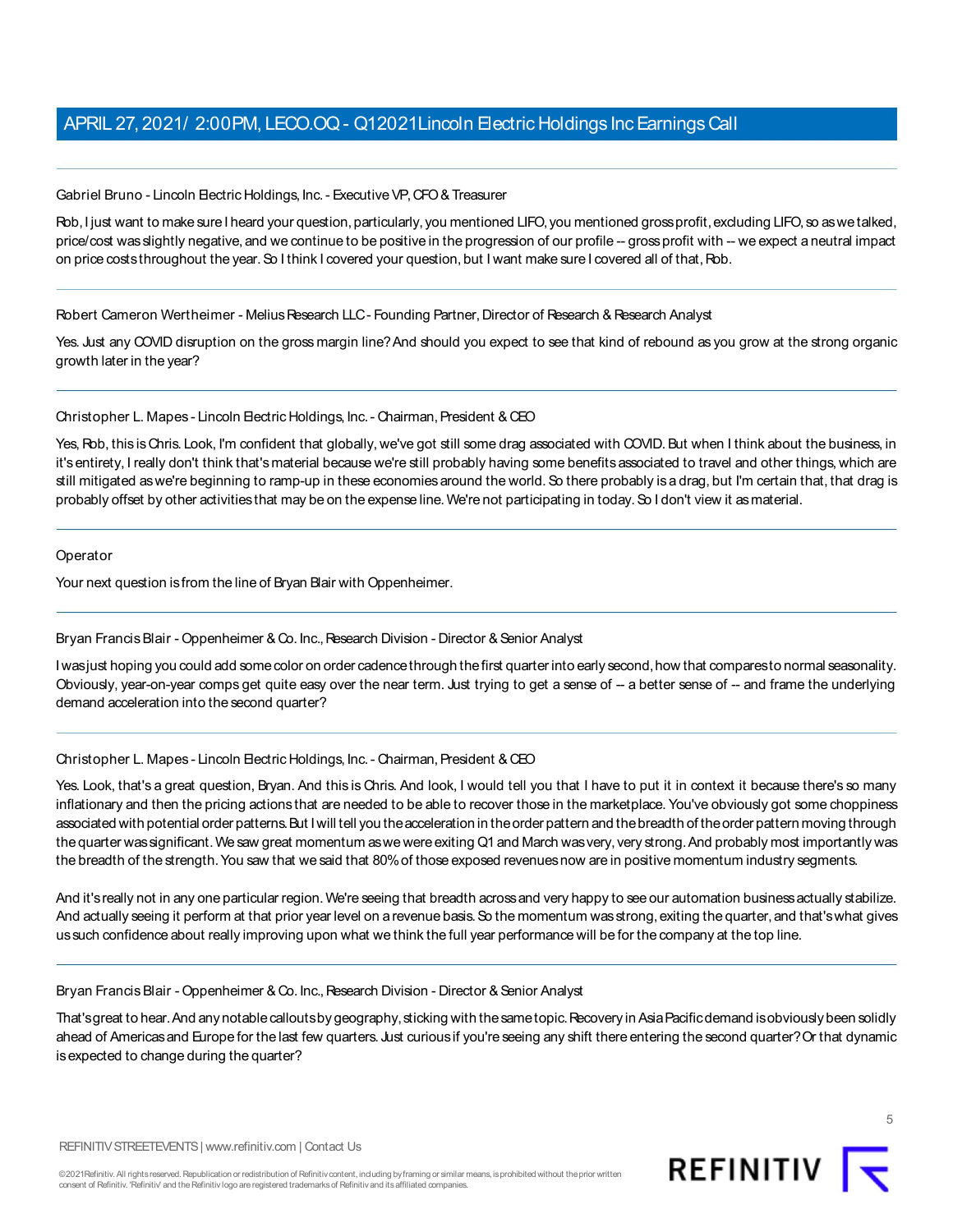Gabriel Bruno - Lincoln Electric Holdings, Inc. - Executive VP, CFO & Treasurer

Rob, I just want to make sure I heard your question, particularly, you mentioned LIFO, you mentioned gross profit, excluding LIFO, so as we talked, price/cost was slightly negative, and we continue to be positive in the progression of our profile -- gross profit with -- we expect a neutral impact on price costs throughout the year. So I think I covered your question, but I want make sure I covered all of that, Rob.

Robert Cameron Wertheimer - Melius Research LLC - Founding Partner, Director of Research & Research Analyst

Yes. Just any COVID disruption on the gross margin line? And should you expect to see that kind of rebound as you grow at the strong organic growth later in the year?

Christopher L. Mapes - Lincoln Electric Holdings, Inc. - Chairman, President & CEO

Yes, Rob, this is Chris. Look, I'm confident that globally, we've got still some drag associated with COVID. But when I think about the business, in it's entirety, I really don't think that's material because we're still probably having some benefits associated to travel and other things, which are still mitigated as we're beginning to ramp-up in these economies around the world. So there probably is a drag, but I'm certain that, that drag is probably offset by other activities that may be on the expense line. We're not participating in today. So I don't view it as material.

Operator

Your next question is from the line of Bryan Blair with Oppenheimer.

Bryan Francis Blair - Oppenheimer & Co. Inc., Research Division - Director & Senior Analyst

I was just hoping you could add some color on order cadence through the first quarter into early second, how that compares to normal seasonality. Obviously, year-on-year comps get quite easy over the near term. Just trying to get a sense of -- a better sense of -- and frame the underlying demand acceleration into the second quarter?

Christopher L. Mapes - Lincoln Electric Holdings, Inc. - Chairman, President & CEO

Yes. Look, that's a great question, Bryan. And this is Chris. And look, I would tell you that I have to put it in context it because there's so many inflationary and then the pricing actions that are needed to be able to recover those in the marketplace. You've obviously got some choppiness associated with potential order patterns. But I will tell you the acceleration in the order pattern and the breadth of the order pattern moving through the quarter was significant. We saw great momentum as we were exiting Q1 and March was very, very strong. And probably most importantly was the breadth of the strength. You saw that we said that 80% of those exposed revenues now are in positive momentum industry segments.

And it's really not in any one particular region. We're seeing that breadth across and very happy to see our automation business actually stabilize. And actually seeing it perform at that prior year level on a revenue basis. So the momentum was strong, exiting the quarter, and that's what gives us such confidence about really improving upon what we think the full year performance will be for the company at the top line.

Bryan Francis Blair - Oppenheimer & Co. Inc., Research Division - Director & Senior Analyst

That's great to hear. And any notable callouts by geography, sticking with the same topic. Recovery in Asia Pacific demand is obviously been solidly ahead of Americas and Europe for the last few quarters. Just curious if you're seeing any shift there entering the second quarter? Or that dynamic is expected to change during the quarter?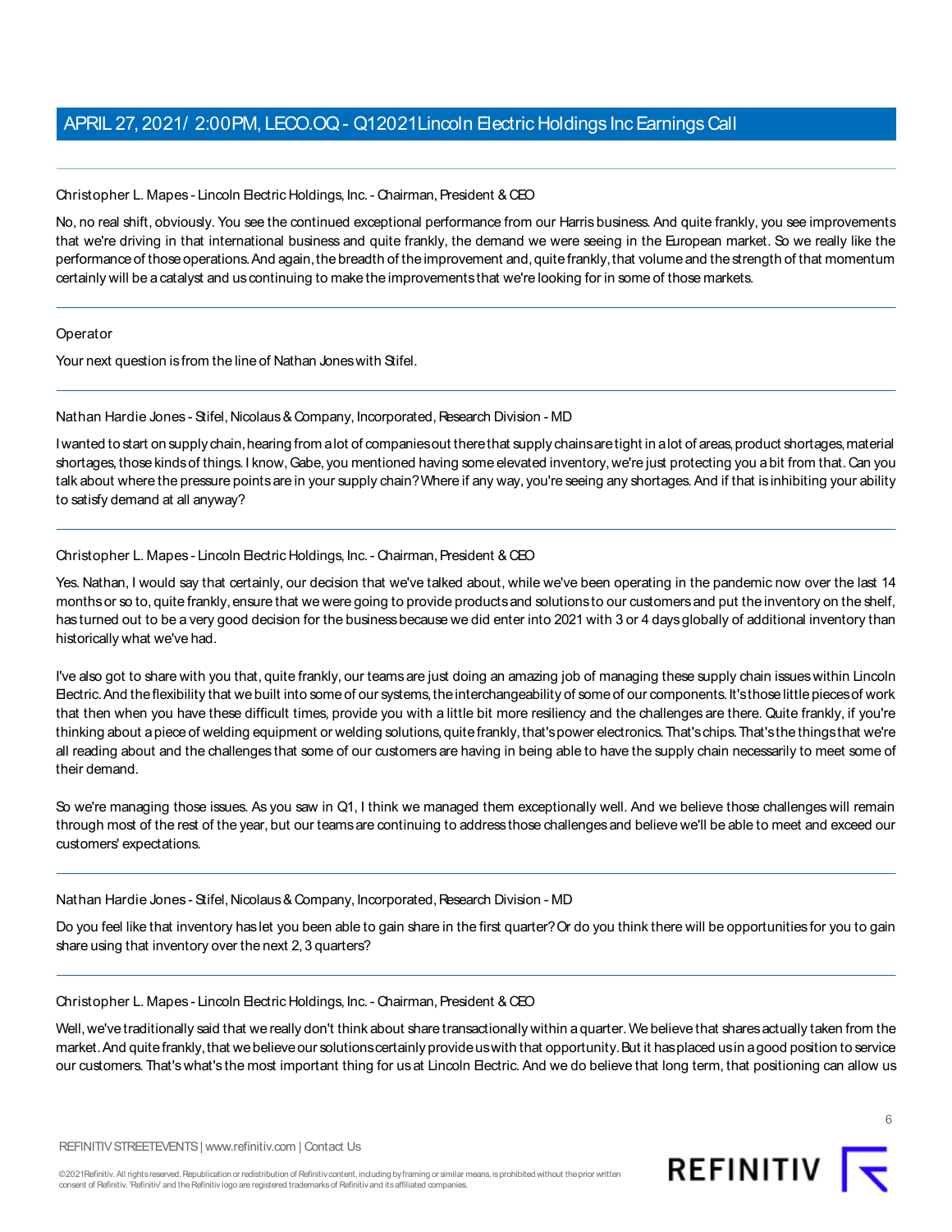Christopher L. Mapes - Lincoln Electric Holdings, Inc. - Chairman, President & CEO

No, no real shift, obviously. You see the continued exceptional performance from our Harris business. And quite frankly, you see improvements that we're driving in that international business and quite frankly, the demand we were seeing in the European market. So we really like the performance of those operations. And again, the breadth of the improvement and, quite frankly, that volume and the strength of that momentum certainly will be a catalyst and us continuing to make the improvements that we're looking for in some of those markets.

Operator

Your next question is from the line of Nathan Jones with Stifel.

Nathan Hardie Jones - Stifel, Nicolaus & Company, Incorporated, Research Division - MD

I wanted to start on supply chain, hearing from a lot of companies out there that supply chains are tight in a lot of areas, product shortages, material shortages, those kinds of things. I know, Gabe, you mentioned having some elevated inventory, we're just protecting you a bit from that. Can you talk about where the pressure points are in your supply chain? Where if any way, you're seeing any shortages. And if that is inhibiting your ability to satisfy demand at all anyway?

Christopher L. Mapes - Lincoln Electric Holdings, Inc. - Chairman, President & CEO

Yes. Nathan, I would say that certainly, our decision that we've talked about, while we've been operating in the pandemic now over the last 14 months or so to, quite frankly, ensure that we were going to provide products and solutions to our customers and put the inventory on the shelf, has turned out to be a very good decision for the business because we did enter into 2021 with 3 or 4 days globally of additional inventory than historically what we've had.

I've also got to share with you that, quite frankly, our teams are just doing an amazing job of managing these supply chain issues within Lincoln Electric. And the flexibility that we built into some of our systems, the interchangeability of some of our components. It's those little pieces of work that then when you have these difficult times, provide you with a little bit more resiliency and the challenges are there. Quite frankly, if you're thinking about a piece of welding equipment or welding solutions, quite frankly, that's power electronics. That's chips. That's the things that we're all reading about and the challenges that some of our customers are having in being able to have the supply chain necessarily to meet some of their demand.

So we're managing those issues. As you saw in Q1, I think we managed them exceptionally well. And we believe those challenges will remain through most of the rest of the year, but our teams are continuing to address those challenges and believe we'll be able to meet and exceed our customers' expectations.

Nathan Hardie Jones - Stifel, Nicolaus & Company, Incorporated, Research Division - MD

Do you feel like that inventory has let you been able to gain share in the first quarter? Or do you think there will be opportunities for you to gain share using that inventory over the next 2, 3 quarters?

Christopher L. Mapes - Lincoln Electric Holdings, Inc. - Chairman, President & CEO

Well, we've traditionally said that we really don't think about share transactionally within a quarter. We believe that shares actually taken from the market. And quite frankly, that we believe our solutions certainly provide us with that opportunity. But it has placed us in a good position to service our customers. That's what's the most important thing for us at Lincoln Electric. And we do believe that long term, that positioning can allow us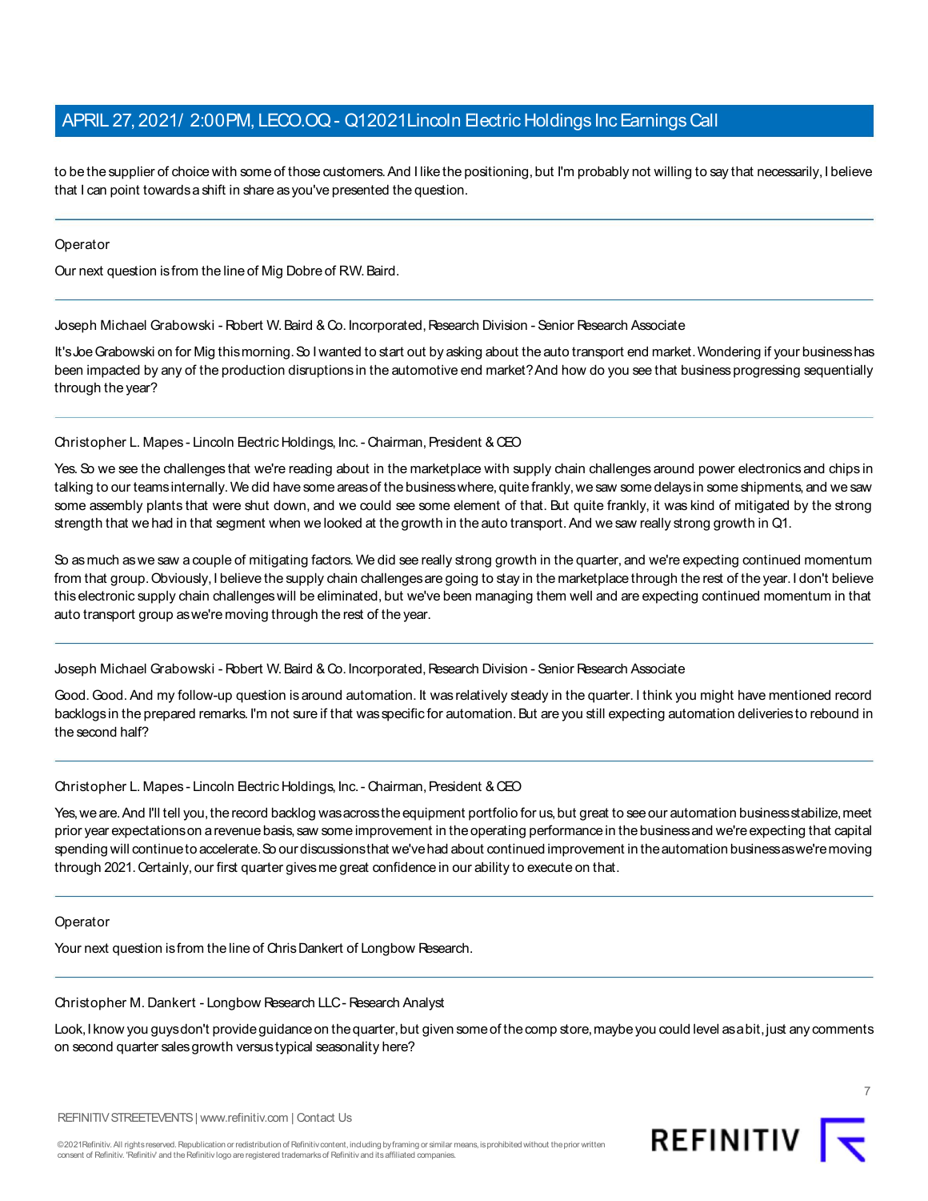to be the supplier of choice with some of those customers. And I like the positioning, but I'm probably not willing to say that necessarily, I believe that I can point towards a shift in share as you've presented the question.

---

Operator

Our next question is from the line of Mig Dobre of R.W. Baird.

---

Joseph Michael Grabowski - Robert W. Baird & Co. Incorporated, Research Division - Senior Research Associate

It's Joe Grabowski on for Mig this morning. So I wanted to start out by asking about the auto transport end market. Wondering if your business has been impacted by any of the production disruptions in the automotive end market? And how do you see that business progressing sequentially through the year?

---

Christopher L. Mapes - Lincoln Electric Holdings, Inc. - Chairman, President & CEO

Yes. So we see the challenges that we're reading about in the marketplace with supply chain challenges around power electronics and chips in talking to our teams internally. We did have some areas of the business where, quite frankly, we saw some delays in some shipments, and we saw some assembly plants that were shut down, and we could see some element of that. But quite frankly, it was kind of mitigated by the strong strength that we had in that segment when we looked at the growth in the auto transport. And we saw really strong growth in Q1.

So as much as we saw a couple of mitigating factors. We did see really strong growth in the quarter, and we're expecting continued momentum from that group. Obviously, I believe the supply chain challenges are going to stay in the marketplace through the rest of the year. I don't believe this electronic supply chain challenges will be eliminated, but we've been managing them well and are expecting continued momentum in that auto transport group as we're moving through the rest of the year.

---

Joseph Michael Grabowski - Robert W. Baird & Co. Incorporated, Research Division - Senior Research Associate

Good. Good. And my follow-up question is around automation. It was relatively steady in the quarter. I think you might have mentioned record backlogs in the prepared remarks. I'm not sure if that was specific for automation. But are you still expecting automation deliveries to rebound in the second half?

---

Christopher L. Mapes - Lincoln Electric Holdings, Inc. - Chairman, President & CEO

Yes, we are. And I'll tell you, the record backlog was across the equipment portfolio for us, but great to see our automation business stabilize, meet prior year expectations on a revenue basis, saw some improvement in the operating performance in the business and we're expecting that capital spending will continue to accelerate. So our discussions that we've had about continued improvement in the automation business as we're moving through 2021. Certainly, our first quarter gives me great confidence in our ability to execute on that.

---

Operator

Your next question is from the line of Chris Dankert of Longbow Research.

---

Christopher M. Dankert - Longbow Research LLC - Research Analyst

Look, I know you guys don't provide guidance on the quarter, but given some of the comp store, maybe you could level as a bit, just any comments on second quarter sales growth versus typical seasonality here?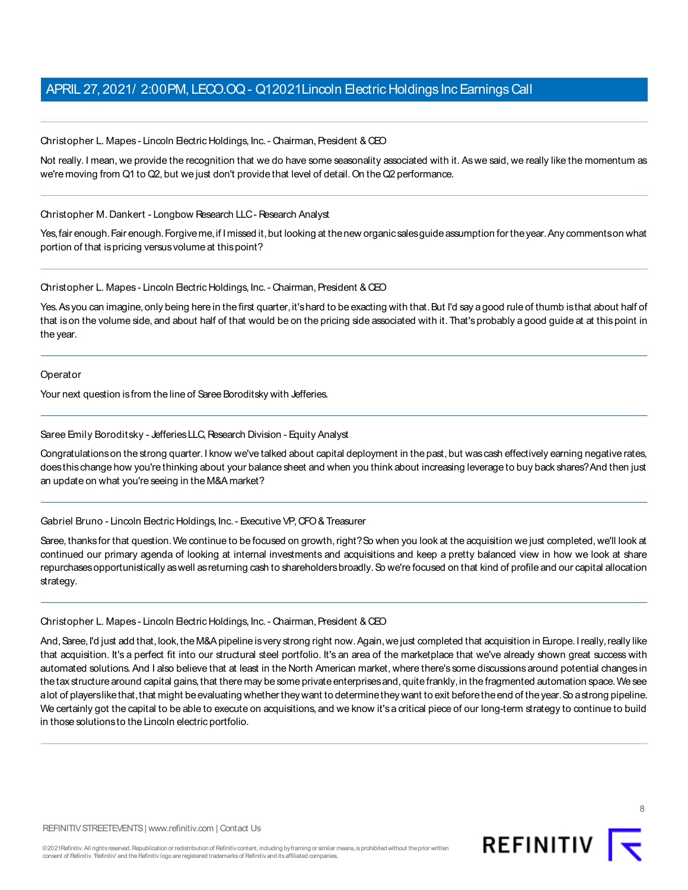Christopher L. Mapes - Lincoln Electric Holdings, Inc. - Chairman, President & CEO

Not really. I mean, we provide the recognition that we do have some seasonality associated with it. As we said, we really like the momentum as we're moving from Q1 to Q2, but we just don't provide that level of detail. On the Q2 performance.

Christopher M. Dankert - Longbow Research LLC - Research Analyst

Yes, fair enough. Fair enough. Forgive me, if I missed it, but looking at the new organic sales guide assumption for the year. Any comments on what portion of that is pricing versus volume at this point?

Christopher L. Mapes - Lincoln Electric Holdings, Inc. - Chairman, President & CEO

Yes. As you can imagine, only being here in the first quarter, it's hard to be exacting with that. But I'd say a good rule of thumb is that about half of that is on the volume side, and about half of that would be on the pricing side associated with it. That's probably a good guide at at this point in the year.

Operator

Your next question is from the line of Saree Boroditsky with Jefferies.

Saree Emily Boroditsky - Jefferies LLC, Research Division - Equity Analyst

Congratulations on the strong quarter. I know we've talked about capital deployment in the past, but was cash effectively earning negative rates, does this change how you're thinking about your balance sheet and when you think about increasing leverage to buy back shares? And then just an update on what you're seeing in the M&A market?

Gabriel Bruno - Lincoln Electric Holdings, Inc. - Executive VP, CFO & Treasurer

Saree, thanks for that question. We continue to be focused on growth, right? So when you look at the acquisition we just completed, we'll look at continued our primary agenda of looking at internal investments and acquisitions and keep a pretty balanced view in how we look at share repurchases opportunistically as well as returning cash to shareholders broadly. So we're focused on that kind of profile and our capital allocation strategy.

Christopher L. Mapes - Lincoln Electric Holdings, Inc. - Chairman, President & CEO

And, Saree, I'd just add that, look, the M&A pipeline is very strong right now. Again, we just completed that acquisition in Europe. I really, really like that acquisition. It's a perfect fit into our structural steel portfolio. It's an area of the marketplace that we've already shown great success with automated solutions. And I also believe that at least in the North American market, where there's some discussions around potential changes in the tax structure around capital gains, that there may be some private enterprises and, quite frankly, in the fragmented automation space. We see a lot of players like that, that might be evaluating whether they want to determine they want to exit before the end of the year. So a strong pipeline. We certainly got the capital to be able to execute on acquisitions, and we know it's a critical piece of our long-term strategy to continue to build in those solutions to the Lincoln electric portfolio.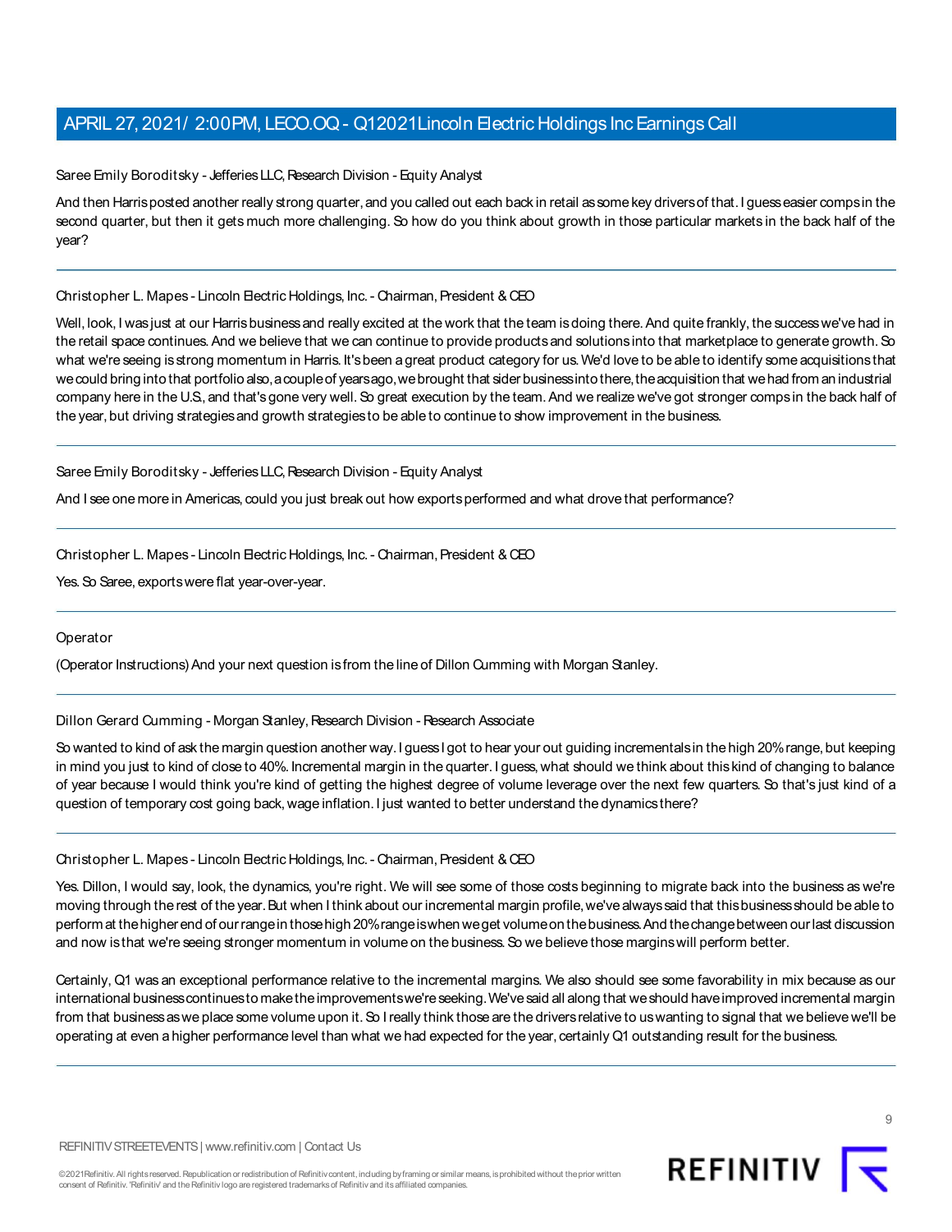Saree Emily Boroditsky - Jefferies LLC, Research Division - Equity Analyst

And then Harris posted another really strong quarter, and you called out each back in retail as some key drivers of that. I guess easier comps in the second quarter, but then it gets much more challenging. So how do you think about growth in those particular markets in the back half of the year?

---

Christopher L. Mapes - Lincoln Electric Holdings, Inc. - Chairman, President & CEO

Well, look, I was just at our Harris business and really excited at the work that the team is doing there. And quite frankly, the success we've had in the retail space continues. And we believe that we can continue to provide products and solutions into that marketplace to generate growth. So what we're seeing is strong momentum in Harris. It's been a great product category for us. We'd love to be able to identify some acquisitions that we could bring into that portfolio also, a couple of years ago, we brought that sider business into there, the acquisition that we had from an industrial company here in the U.S., and that's gone very well. So great execution by the team. And we realize we've got stronger comps in the back half of the year, but driving strategies and growth strategies to be able to continue to show improvement in the business.

---

Saree Emily Boroditsky - Jefferies LLC, Research Division - Equity Analyst

And I see one more in Americas, could you just break out how exports performed and what drove that performance?

---

Christopher L. Mapes - Lincoln Electric Holdings, Inc. - Chairman, President & CEO

Yes. So Saree, exports were flat year-over-year.

---

Operator

(Operator Instructions) And your next question is from the line of Dillon Cumming with Morgan Stanley.

---

Dillon Gerard Cumming - Morgan Stanley, Research Division - Research Associate

So wanted to kind of ask the margin question another way. I guess I got to hear your out guiding incrementals in the high 20% range, but keeping in mind you just to kind of close to 40%. Incremental margin in the quarter. I guess, what should we think about this kind of changing to balance of year because I would think you're kind of getting the highest degree of volume leverage over the next few quarters. So that's just kind of a question of temporary cost going back, wage inflation. I just wanted to better understand the dynamics there?

---

Christopher L. Mapes - Lincoln Electric Holdings, Inc. - Chairman, President & CEO

Yes. Dillon, I would say, look, the dynamics, you're right. We will see some of those costs beginning to migrate back into the business as we're moving through the rest of the year. But when I think about our incremental margin profile, we've always said that this business should be able to perform at the higher end of our range in those high 20% range is when we get volume on the business. And the change between our last discussion and now is that we're seeing stronger momentum in volume on the business. So we believe those margins will perform better.

Certainly, Q1 was an exceptional performance relative to the incremental margins. We also should see some favorability in mix because as our international business continues to make the improvements we're seeking. We've said all along that we should have improved incremental margin from that business as we place some volume upon it. So I really think those are the drivers relative to us wanting to signal that we believe we'll be operating at even a higher performance level than what we had expected for the year, certainly Q1 outstanding result for the business.

---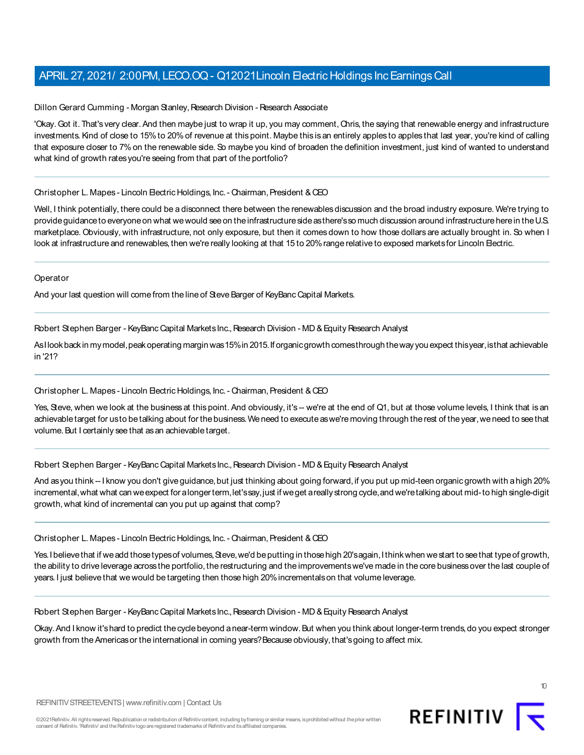Dillon Gerard Cumming - Morgan Stanley, Research Division - Research Associate

'Okay. Got it. That's very clear. And then maybe just to wrap it up, you may comment, Chris, the saying that renewable energy and infrastructure investments. Kind of close to 15% to 20% of revenue at this point. Maybe this is an entirely apples to apples that last year, you're kind of calling that exposure closer to 7% on the renewable side. So maybe you kind of broaden the definition investment, just kind of wanted to understand what kind of growth rates you're seeing from that part of the portfolio?

---

Christopher L. Mapes - Lincoln Electric Holdings, Inc. - Chairman, President & CEO

Well, I think potentially, there could be a disconnect there between the renewables discussion and the broad industry exposure. We're trying to provide guidance to everyone on what we would see on the infrastructure side as there's so much discussion around infrastructure here in the U.S. marketplace. Obviously, with infrastructure, not only exposure, but then it comes down to how those dollars are actually brought in. So when I look at infrastructure and renewables, then we're really looking at that 15 to 20% range relative to exposed markets for Lincoln Electric.

---

Operator

And your last question will come from the line of Steve Barger of KeyBanc Capital Markets.

---

Robert Stephen Barger - KeyBanc Capital Markets Inc., Research Division - MD & Equity Research Analyst

As I look back in my model, peak operating margin was 15% in 2015. If organic growth comes through the way you expect this year, is that achievable in '21?

---

Christopher L. Mapes - Lincoln Electric Holdings, Inc. - Chairman, President & CEO

Yes, Steve, when we look at the business at this point. And obviously, it's -- we're at the end of Q1, but at those volume levels, I think that is an achievable target for us to be talking about for the business. We need to execute as we're moving through the rest of the year, we need to see that volume. But I certainly see that as an achievable target.

---

Robert Stephen Barger - KeyBanc Capital Markets Inc., Research Division - MD & Equity Research Analyst

And as you think -- I know you don't give guidance, but just thinking about going forward, if you put up mid-teen organic growth with a high 20% incremental, what what can we expect for a longer term, let's say, just if we get a really strong cycle, and we're talking about mid- to high single-digit growth, what kind of incremental can you put up against that comp?

---

Christopher L. Mapes - Lincoln Electric Holdings, Inc. - Chairman, President & CEO

Yes. I believe that if we add those types of volumes, Steve, we'd be putting in those high 20's again, I think when we start to see that type of growth, the ability to drive leverage across the portfolio, the restructuring and the improvements we've made in the core business over the last couple of years. I just believe that we would be targeting then those high 20% incrementals on that volume leverage.

---

Robert Stephen Barger - KeyBanc Capital Markets Inc., Research Division - MD & Equity Research Analyst

Okay. And I know it's hard to predict the cycle beyond a near-term window. But when you think about longer-term trends, do you expect stronger growth from the Americas or the international in coming years? Because obviously, that's going to affect mix.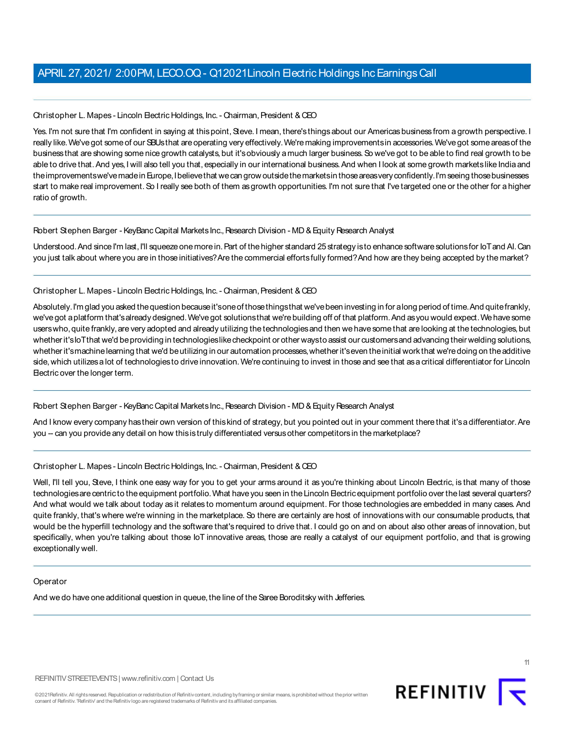Christopher L. Mapes - Lincoln Electric Holdings, Inc. - Chairman, President & CEO

Yes. I'm not sure that I'm confident in saying at this point, Steve. I mean, there's things about our Americas business from a growth perspective. I really like. We've got some of our SBUs that are operating very effectively. We're making improvements in accessories. We've got some areas of the business that are showing some nice growth catalysts, but it's obviously a much larger business. So we've got to be able to find real growth to be able to drive that. And yes, I will also tell you that, especially in our international business. And when I look at some growth markets like India and the improvements we've made in Europe, I believe that we can grow outside the markets in those areas very confidently. I'm seeing those businesses start to make real improvement. So I really see both of them as growth opportunities. I'm not sure that I've targeted one or the other for a higher ratio of growth.

---

Robert Stephen Barger - KeyBanc Capital Markets Inc., Research Division - MD & Equity Research Analyst

Understood. And since I'm last, I'll squeeze one more in. Part of the higher standard 25 strategy is to enhance software solutions for IoT and AI. Can you just talk about where you are in those initiatives? Are the commercial efforts fully formed? And how are they being accepted by the market?

---

Christopher L. Mapes - Lincoln Electric Holdings, Inc. - Chairman, President & CEO

Absolutely. I'm glad you asked the question because it's one of those things that we've been investing in for a long period of time. And quite frankly, we've got a platform that's already designed. We've got solutions that we're building off of that platform. And as you would expect. We have some users who, quite frankly, are very adopted and already utilizing the technologies and then we have some that are looking at the technologies, but whether it's IoT that we'd be providing in technologies like checkpoint or other ways to assist our customers and advancing their welding solutions, whether it's machine learning that we'd be utilizing in our automation processes, whether it's even the initial work that we're doing on the additive side, which utilizes a lot of technologies to drive innovation. We're continuing to invest in those and see that as a critical differentiator for Lincoln Electric over the longer term.

---

Robert Stephen Barger - KeyBanc Capital Markets Inc., Research Division - MD & Equity Research Analyst

And I know every company has their own version of this kind of strategy, but you pointed out in your comment there that it's a differentiator. Are you -- can you provide any detail on how this is truly differentiated versus other competitors in the marketplace?

---

Christopher L. Mapes - Lincoln Electric Holdings, Inc. - Chairman, President & CEO

Well, I'll tell you, Steve, I think one easy way for you to get your arms around it as you're thinking about Lincoln Electric, is that many of those technologies are centric to the equipment portfolio. What have you seen in the Lincoln Electric equipment portfolio over the last several quarters? And what would we talk about today as it relates to momentum around equipment. For those technologies are embedded in many cases. And quite frankly, that's where we're winning in the marketplace. So there are certainly are host of innovations with our consumable products, that would be the hyperfill technology and the software that's required to drive that. I could go on and on about also other areas of innovation, but specifically, when you're talking about those IoT innovative areas, those are really a catalyst of our equipment portfolio, and that is growing exceptionally well.

---

Operator

And we do have one additional question in queue, the line of the Saree Boroditsky with Jefferies.

---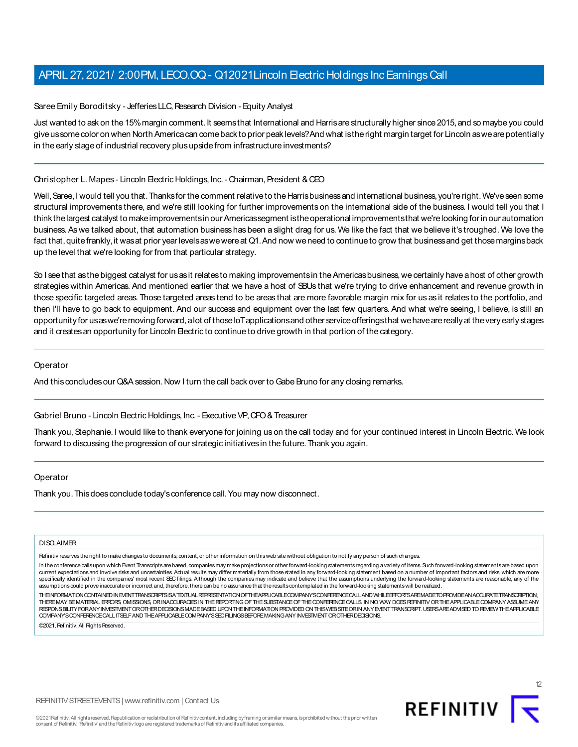Saree Emily Boroditsky - Jefferies LLC, Research Division - Equity Analyst

Just wanted to ask on the 15% margin comment. It seems that International and Harris are structurally higher since 2015, and so maybe you could give us some color on when North America can come back to prior peak levels? And what is the right margin target for Lincoln as we are potentially in the early stage of industrial recovery plus upside from infrastructure investments?

---

Christopher L. Mapes - Lincoln Electric Holdings, Inc. - Chairman, President & CEO

Well, Saree, I would tell you that. Thanks for the comment relative to the Harris business and international business, you're right. We've seen some structural improvements there, and we're still looking for further improvements on the international side of the business. I would tell you that I think the largest catalyst to make improvements in our Americas segment is the operational improvements that we're looking for in our automation business. As we talked about, that automation business has been a slight drag for us. We like the fact that we believe it's troughed. We love the fact that, quite frankly, it was at prior year levels as we were at Q1. And now we need to continue to grow that business and get those margins back up the level that we're looking for from that particular strategy.

So I see that as the biggest catalyst for us as it relates to making improvements in the Americas business, we certainly have a host of other growth strategies within Americas. And mentioned earlier that we have a host of SBUs that we're trying to drive enhancement and revenue growth in those specific targeted areas. Those targeted areas tend to be areas that are more favorable margin mix for us as it relates to the portfolio, and then I'll have to go back to equipment. And our success and equipment over the last few quarters. And what we're seeing, I believe, is still an opportunity for us as we're moving forward, a lot of those IoT applications and other service offerings that we have are really at the very early stages and it creates an opportunity for Lincoln Electric to continue to drive growth in that portion of the category.

---

Operator

And this concludes our Q&A session. Now I turn the call back over to Gabe Bruno for any closing remarks.

---

Gabriel Bruno - Lincoln Electric Holdings, Inc. - Executive VP, CFO & Treasurer

Thank you, Stephanie. I would like to thank everyone for joining us on the call today and for your continued interest in Lincoln Electric. We look forward to discussing the progression of our strategic initiatives in the future. Thank you again.

---

Operator

Thank you. This does conclude today's conference call. You may now disconnect.

---

DISCLAIMER

Refinitiv reserves the right to make changes to documents, content, or other information on this web site without obligation to notify any person of such changes.

In the conference calls upon which Event Transcripts are based, companies may make projections or other forward-looking statements regarding a variety of items. Such forward-looking statements are based upon current expectations and involve risks and uncertainties. Actual results may differ materially from those stated in any forward-looking statement based on a number of important factors and risks, which are more specifically identified in the companies' most recent SEC filings. Although the companies may indicate and believe that the assumptions underlying the forward-looking statements are reasonable, any of the assumptions could prove inaccurate or incorrect and, therefore, there can be no assurance that the results contemplated in the forward-looking statements will be realized.

THE INFORMATION CONTAINED IN EVENT TRANSCRIPTS IS A TEXTUAL REPRESENTATION OF THE APPLICABLE COMPANY'S CONFERENCE CALL AND WHILE EFFORTS ARE MADE TO PROVIDE AN ACCURATE TRANSCRIPTION, THERE MAY BE MATERIAL ERRORS, OMISSIONS, OR INACCURACIES IN THE REPORTING OF THE SUBSTANCE OF THE CONFERENCE CALLS. IN NO WAY DOES REFINITIV OR THE APPLICABLE COMPANY ASSUME ANY RESPONSIBILITY FOR ANY INVESTMENT OR OTHER DECISIONS MADE BASED UPON THE INFORMATION PROVIDED ON THIS WEB SITE OR IN ANY EVENT TRANSCRIPT. USERS ARE ADVISED TO REVIEW THE APPLICABLE COMPANY'S CONFERENCE CALL ITSELF AND THE APPLICABLE COMPANY'S SEC FILINGS BEFORE MAKING ANY INVESTMENT OR OTHER DECISIONS.

©2021, Refinitiv. All Rights Reserved.